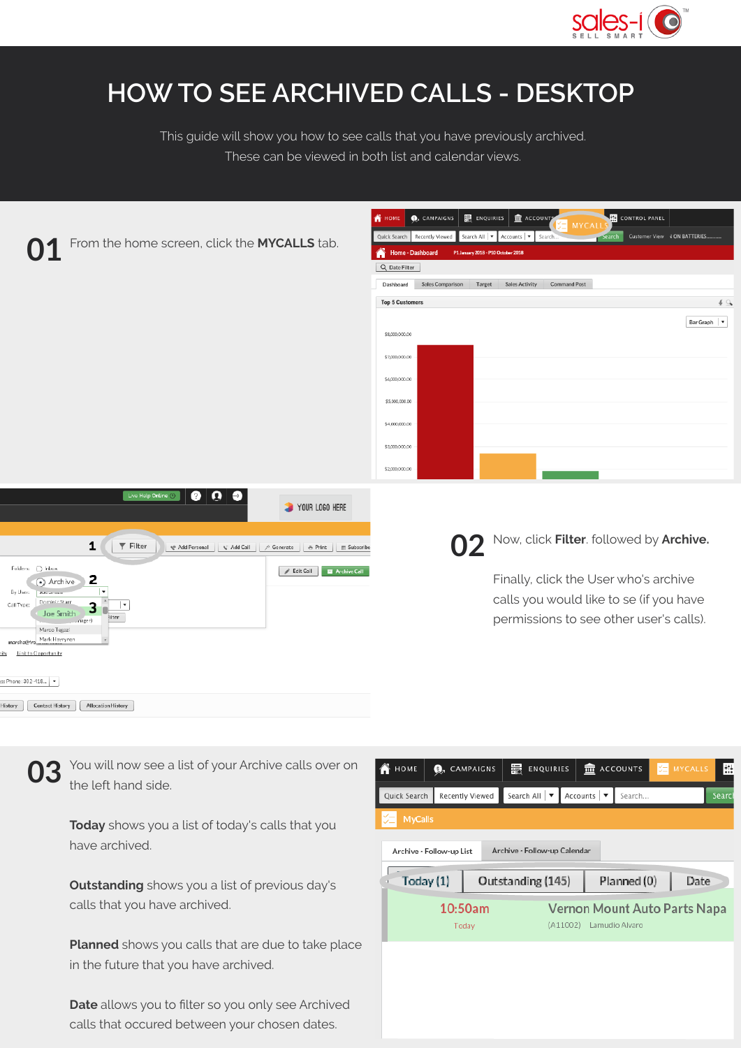# HOW TO SEE ARCHIVED CALLS - DESKTOP

This guide will show you how to see calls that you have previously archived.
These can be viewed in both list and calendar views.

**01** From the home screen, click the **MYCALLS** tab.

**02** Now, click **Filter**. followed by **Archive.**

Finally, click the User who's archive calls you would like to se (if you have permissions to see other user's calls).

**03** You will now see a list of your Archive calls over on the left hand side.

**Today** shows you a list of today's calls that you have archived.

**Outstanding** shows you a list of previous day's calls that you have archived.

**Planned** shows you calls that are due to take place in the future that you have archived.

**Date** allows you to filter so you only see Archived calls that occured between your chosen dates.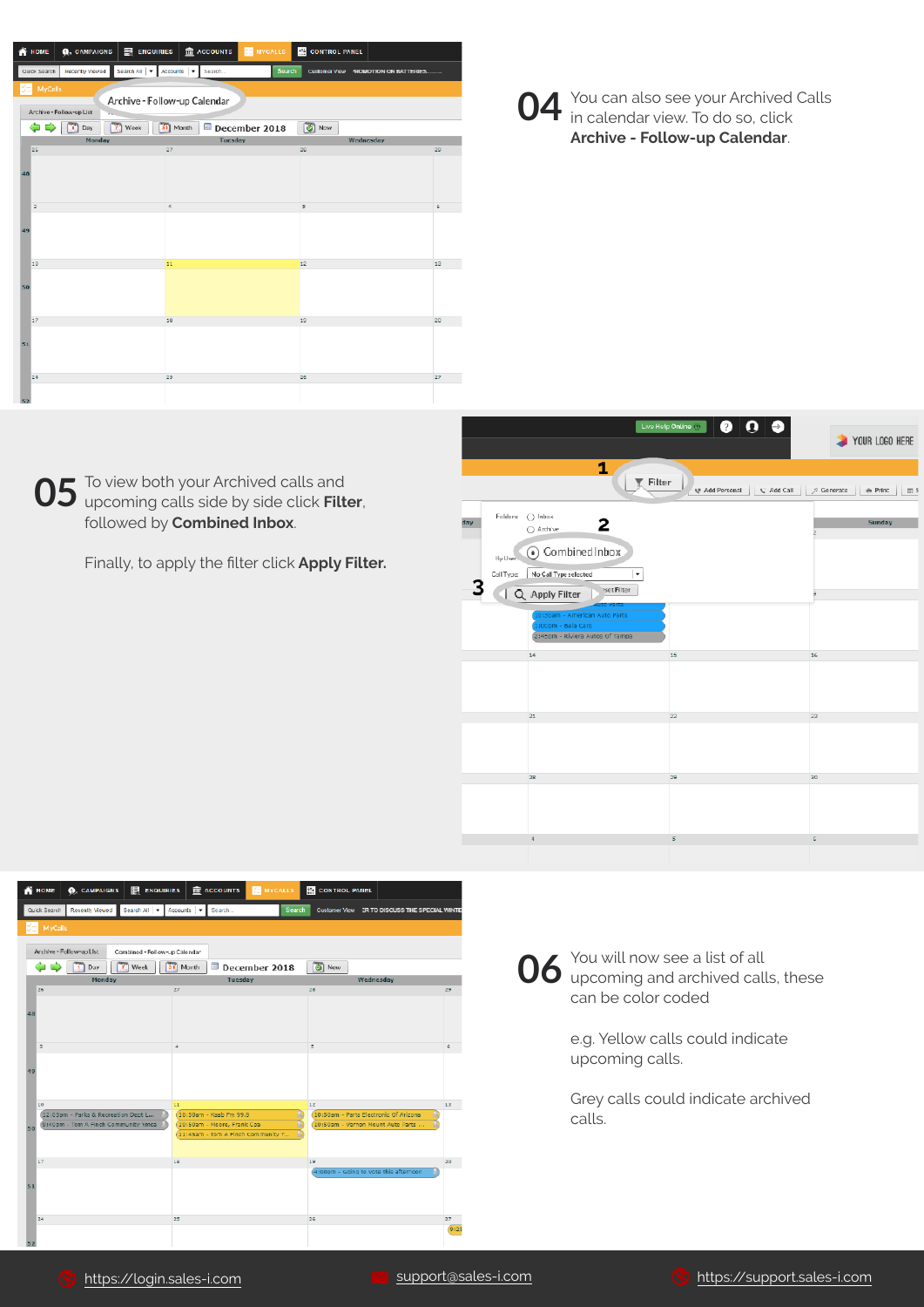**04** You can also see your Archived Calls in calendar view. To do so, click **Archive - Follow-up Calendar**.

**05** To view both your Archived calls and upcoming calls side by side click **Filter**, followed by **Combined Inbox**.

Finally, to apply the filter click **Apply Filter.**

**06** You will now see a list of all upcoming and archived calls, these can be color coded

e.g. Yellow calls could indicate upcoming calls.

Grey calls could indicate archived calls.

https://login.sales-i.com  support@sales-i.com  https://support.sales-i.com